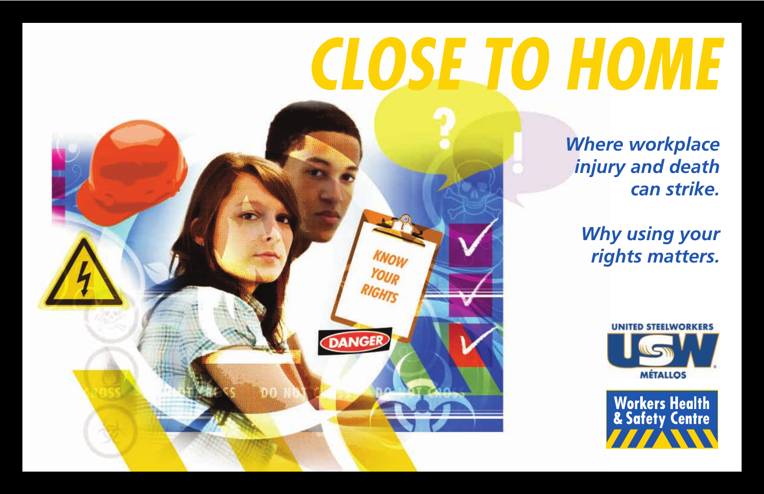# CLOSE TO HOME

***Where workplace injury and death can strike.***

***Why using your rights matters.***

UNITED STEELWORKERS
USW
MÉTALLOS

Workers Health & Safety Centre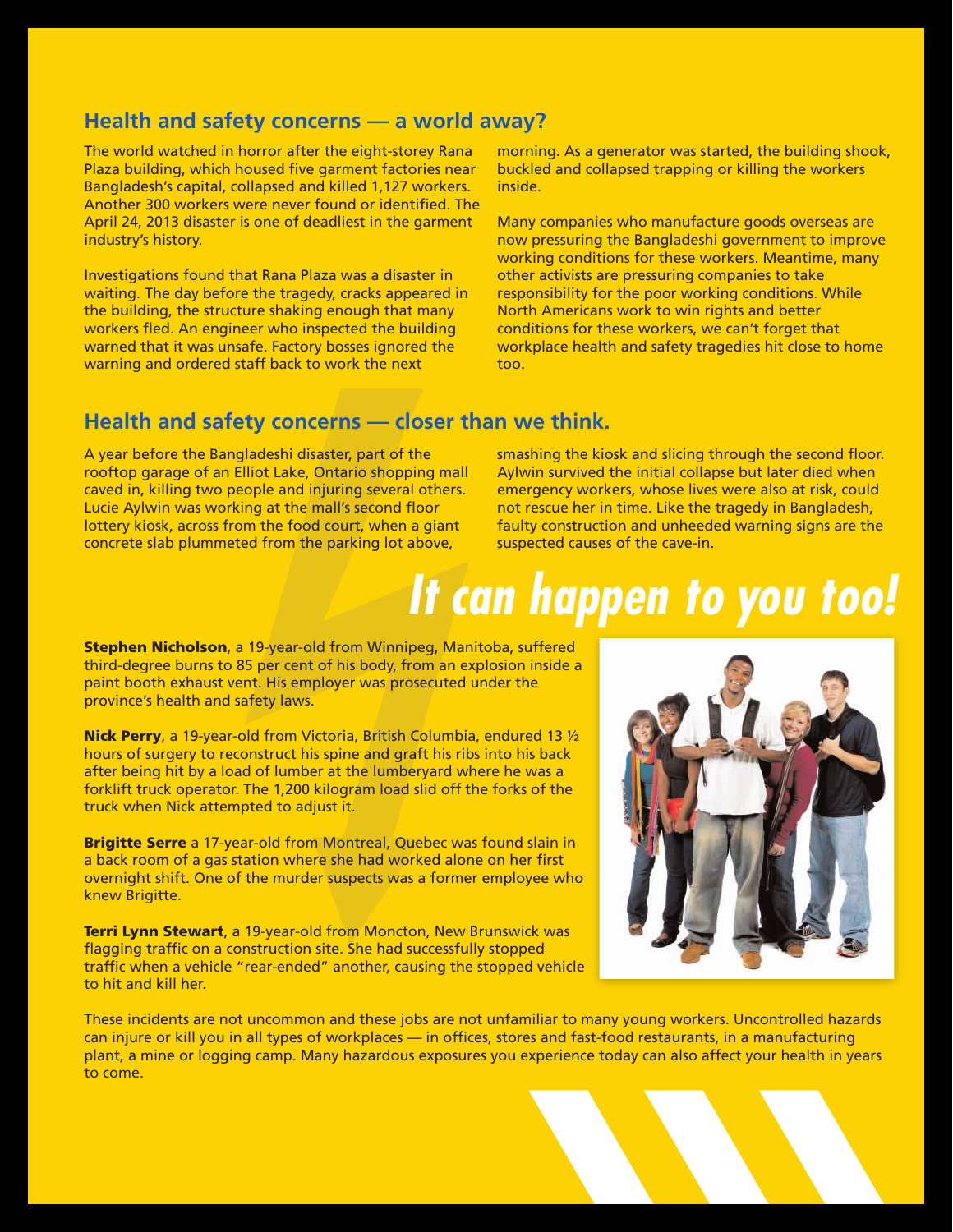## Health and safety concerns — a world away?

The world watched in horror after the eight-storey Rana Plaza building, which housed five garment factories near Bangladesh's capital, collapsed and killed 1,127 workers. Another 300 workers were never found or identified. The April 24, 2013 disaster is one of deadliest in the garment industry's history.

Investigations found that Rana Plaza was a disaster in waiting. The day before the tragedy, cracks appeared in the building, the structure shaking enough that many workers fled. An engineer who inspected the building warned that it was unsafe. Factory bosses ignored the warning and ordered staff back to work the next morning. As a generator was started, the building shook, buckled and collapsed trapping or killing the workers inside.

Many companies who manufacture goods overseas are now pressuring the Bangladeshi government to improve working conditions for these workers. Meantime, many other activists are pressuring companies to take responsibility for the poor working conditions. While North Americans work to win rights and better conditions for these workers, we can't forget that workplace health and safety tragedies hit close to home too.

## Health and safety concerns — closer than we think.

A year before the Bangladeshi disaster, part of the rooftop garage of an Elliot Lake, Ontario shopping mall caved in, killing two people and injuring several others. Lucie Aylwin was working at the mall's second floor lottery kiosk, across from the food court, when a giant concrete slab plummeted from the parking lot above, smashing the kiosk and slicing through the second floor. Aylwin survived the initial collapse but later died when emergency workers, whose lives were also at risk, could not rescue her in time. Like the tragedy in Bangladesh, faulty construction and unheeded warning signs are the suspected causes of the cave-in.

# *It can happen to you too!*

**Stephen Nicholson**, a 19-year-old from Winnipeg, Manitoba, suffered third-degree burns to 85 per cent of his body, from an explosion inside a paint booth exhaust vent. His employer was prosecuted under the province's health and safety laws.

**Nick Perry**, a 19-year-old from Victoria, British Columbia, endured 13 ½ hours of surgery to reconstruct his spine and graft his ribs into his back after being hit by a load of lumber at the lumberyard where he was a forklift truck operator. The 1,200 kilogram load slid off the forks of the truck when Nick attempted to adjust it.

**Brigitte Serre** a 17-year-old from Montreal, Quebec was found slain in a back room of a gas station where she had worked alone on her first overnight shift. One of the murder suspects was a former employee who knew Brigitte.

**Terri Lynn Stewart**, a 19-year-old from Moncton, New Brunswick was flagging traffic on a construction site. She had successfully stopped traffic when a vehicle "rear-ended" another, causing the stopped vehicle to hit and kill her.

These incidents are not uncommon and these jobs are not unfamiliar to many young workers. Uncontrolled hazards can injure or kill you in all types of workplaces — in offices, stores and fast-food restaurants, in a manufacturing plant, a mine or logging camp. Many hazardous exposures you experience today can also affect your health in years to come.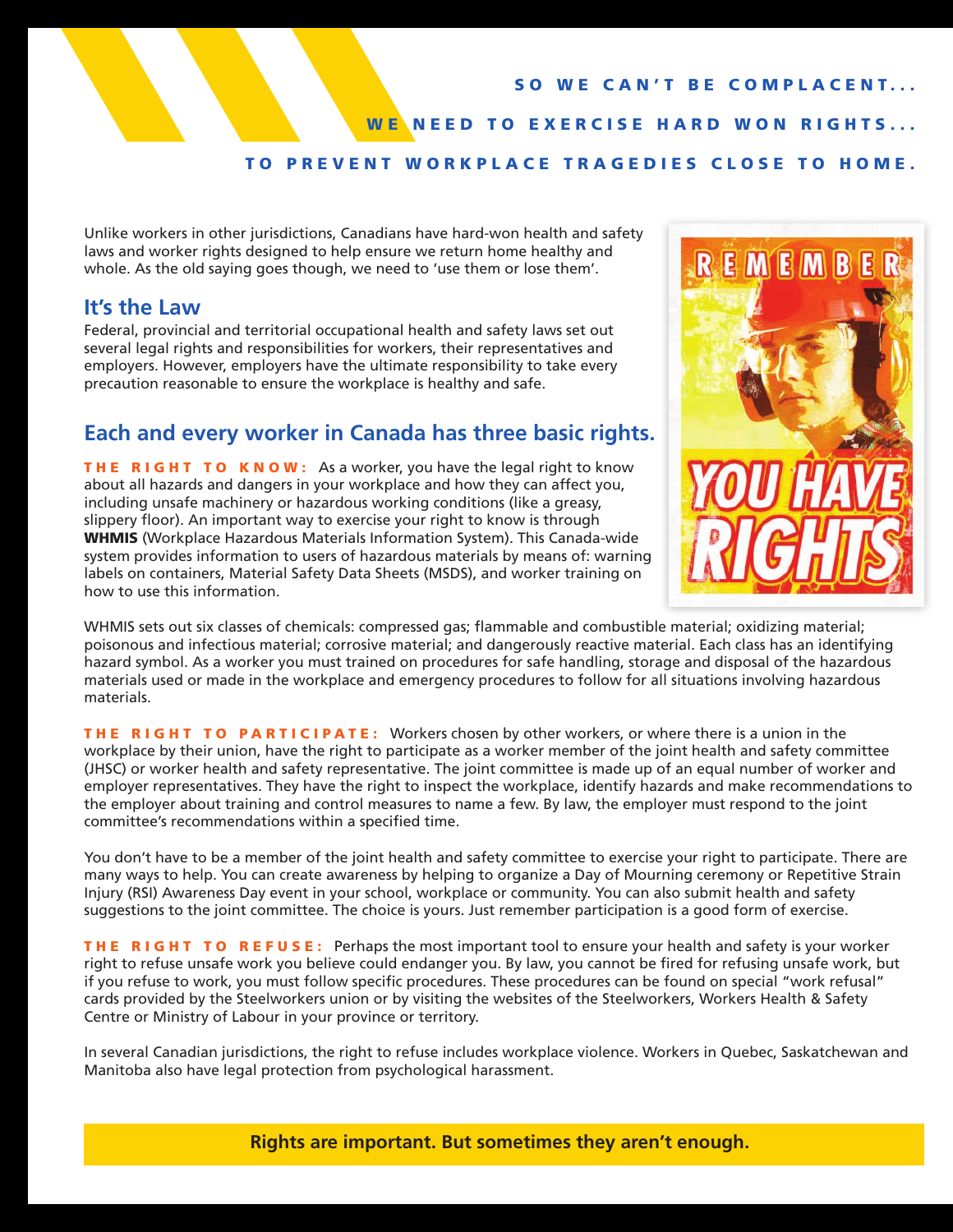**SO WE CAN'T BE COMPLACENT...**

**WE NEED TO EXERCISE HARD WON RIGHTS...**

**TO PREVENT WORKPLACE TRAGEDIES CLOSE TO HOME.**

Unlike workers in other jurisdictions, Canadians have hard-won health and safety laws and worker rights designed to help ensure we return home healthy and whole. As the old saying goes though, we need to 'use them or lose them'.

## It's the Law

Federal, provincial and territorial occupational health and safety laws set out several legal rights and responsibilities for workers, their representatives and employers. However, employers have the ultimate responsibility to take every precaution reasonable to ensure the workplace is healthy and safe.

## Each and every worker in Canada has three basic rights.

**THE RIGHT TO KNOW:** As a worker, you have the legal right to know about all hazards and dangers in your workplace and how they can affect you, including unsafe machinery or hazardous working conditions (like a greasy, slippery floor). An important way to exercise your right to know is through **WHMIS** (Workplace Hazardous Materials Information System). This Canada-wide system provides information to users of hazardous materials by means of: warning labels on containers, Material Safety Data Sheets (MSDS), and worker training on how to use this information.

WHMIS sets out six classes of chemicals: compressed gas; flammable and combustible material; oxidizing material; poisonous and infectious material; corrosive material; and dangerously reactive material. Each class has an identifying hazard symbol. As a worker you must trained on procedures for safe handling, storage and disposal of the hazardous materials used or made in the workplace and emergency procedures to follow for all situations involving hazardous materials.

**THE RIGHT TO PARTICIPATE:** Workers chosen by other workers, or where there is a union in the workplace by their union, have the right to participate as a worker member of the joint health and safety committee (JHSC) or worker health and safety representative. The joint committee is made up of an equal number of worker and employer representatives. They have the right to inspect the workplace, identify hazards and make recommendations to the employer about training and control measures to name a few. By law, the employer must respond to the joint committee's recommendations within a specified time.

You don't have to be a member of the joint health and safety committee to exercise your right to participate. There are many ways to help. You can create awareness by helping to organize a Day of Mourning ceremony or Repetitive Strain Injury (RSI) Awareness Day event in your school, workplace or community. You can also submit health and safety suggestions to the joint committee. The choice is yours. Just remember participation is a good form of exercise.

**THE RIGHT TO REFUSE:** Perhaps the most important tool to ensure your health and safety is your worker right to refuse unsafe work you believe could endanger you. By law, you cannot be fired for refusing unsafe work, but if you refuse to work, you must follow specific procedures. These procedures can be found on special "work refusal" cards provided by the Steelworkers union or by visiting the websites of the Steelworkers, Workers Health & Safety Centre or Ministry of Labour in your province or territory.

In several Canadian jurisdictions, the right to refuse includes workplace violence. Workers in Quebec, Saskatchewan and Manitoba also have legal protection from psychological harassment.

**Rights are important. But sometimes they aren't enough.**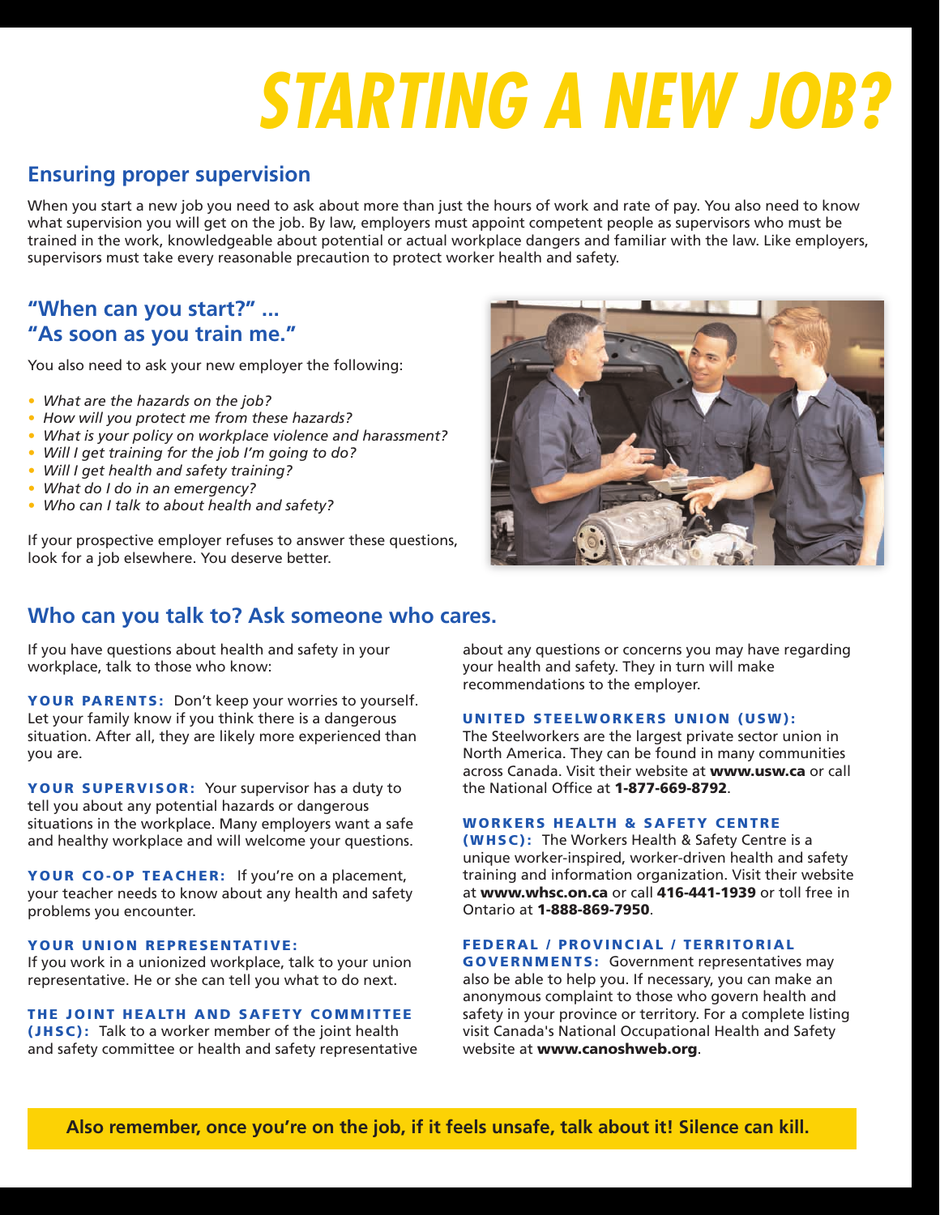# STARTING A NEW JOB?

## Ensuring proper supervision

When you start a new job you need to ask about more than just the hours of work and rate of pay. You also need to know what supervision you will get on the job. By law, employers must appoint competent people as supervisors who must be trained in the work, knowledgeable about potential or actual workplace dangers and familiar with the law. Like employers, supervisors must take every reasonable precaution to protect worker health and safety.

## "When can you start?" ... "As soon as you train me."

You also need to ask your new employer the following:

- *What are the hazards on the job?*
- *How will you protect me from these hazards?*
- *What is your policy on workplace violence and harassment?*
- *Will I get training for the job I'm going to do?*
- *Will I get health and safety training?*
- *What do I do in an emergency?*
- *Who can I talk to about health and safety?*

If your prospective employer refuses to answer these questions, look for a job elsewhere. You deserve better.

## Who can you talk to? Ask someone who cares.

If you have questions about health and safety in your workplace, talk to those who know:

**YOUR PARENTS:** Don't keep your worries to yourself. Let your family know if you think there is a dangerous situation. After all, they are likely more experienced than you are.

**YOUR SUPERVISOR:** Your supervisor has a duty to tell you about any potential hazards or dangerous situations in the workplace. Many employers want a safe and healthy workplace and will welcome your questions.

**YOUR CO-OP TEACHER:** If you're on a placement, your teacher needs to know about any health and safety problems you encounter.

**YOUR UNION REPRESENTATIVE:**
If you work in a unionized workplace, talk to your union representative. He or she can tell you what to do next.

**THE JOINT HEALTH AND SAFETY COMMITTEE (JHSC):** Talk to a worker member of the joint health and safety committee or health and safety representative about any questions or concerns you may have regarding your health and safety. They in turn will make recommendations to the employer.

**UNITED STEELWORKERS UNION (USW):**
The Steelworkers are the largest private sector union in North America. They can be found in many communities across Canada. Visit their website at **www.usw.ca** or call the National Office at **1-877-669-8792**.

**WORKERS HEALTH & SAFETY CENTRE (WHSC):** The Workers Health & Safety Centre is a unique worker-inspired, worker-driven health and safety training and information organization. Visit their website at **www.whsc.on.ca** or call **416-441-1939** or toll free in Ontario at **1-888-869-7950**.

**FEDERAL / PROVINCIAL / TERRITORIAL GOVERNMENTS:** Government representatives may also be able to help you. If necessary, you can make an anonymous complaint to those who govern health and safety in your province or territory. For a complete listing visit Canada's National Occupational Health and Safety website at **www.canoshweb.org**.

**Also remember, once you're on the job, if it feels unsafe, talk about it! Silence can kill.**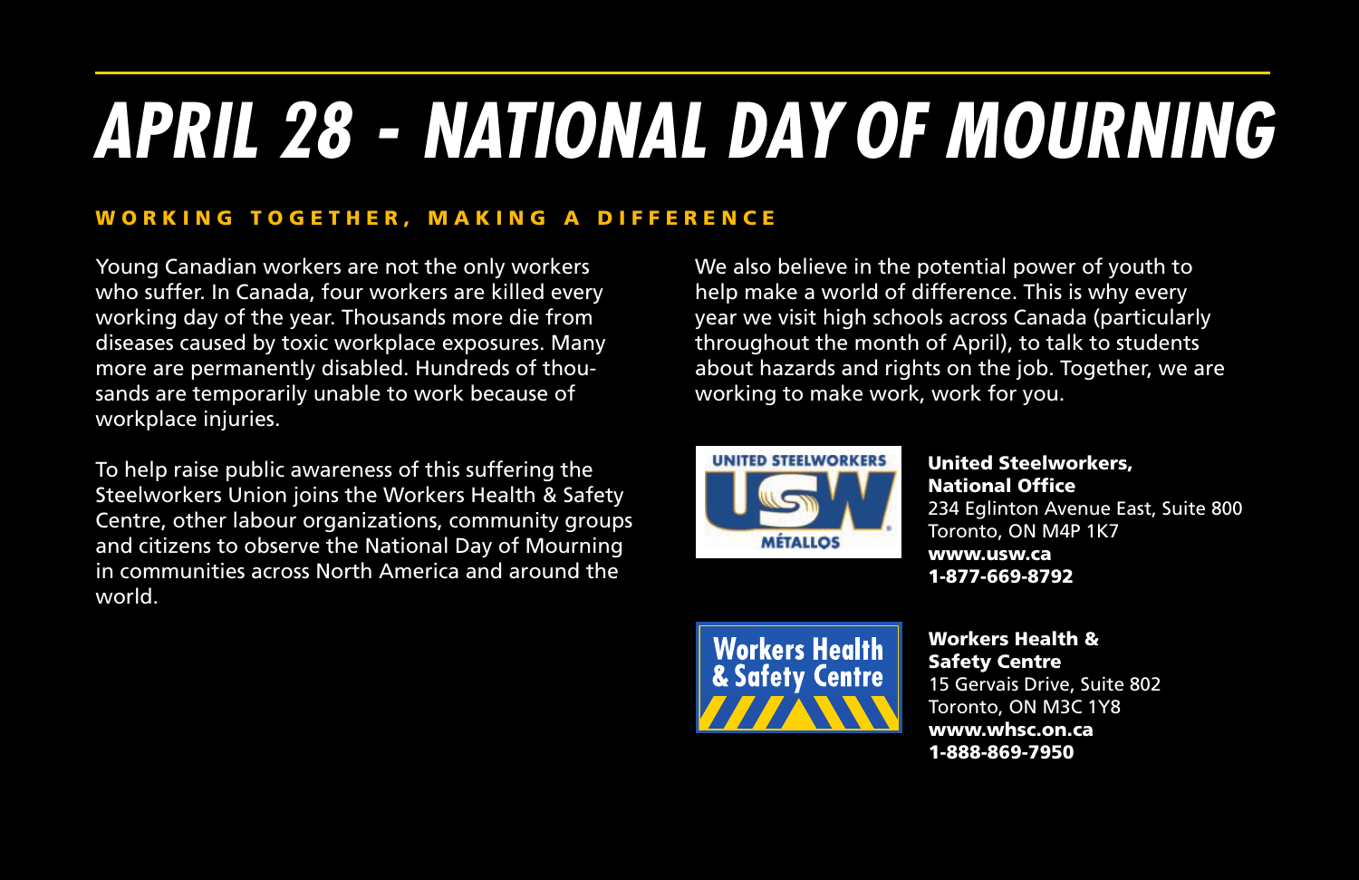# APRIL 28 - NATIONAL DAY OF MOURNING

**WORKING TOGETHER, MAKING A DIFFERENCE**

Young Canadian workers are not the only workers who suffer. In Canada, four workers are killed every working day of the year. Thousands more die from diseases caused by toxic workplace exposures. Many more are permanently disabled. Hundreds of thousands are temporarily unable to work because of workplace injuries.

To help raise public awareness of this suffering the Steelworkers Union joins the Workers Health & Safety Centre, other labour organizations, community groups and citizens to observe the National Day of Mourning in communities across North America and around the world.

We also believe in the potential power of youth to help make a world of difference. This is why every year we visit high schools across Canada (particularly throughout the month of April), to talk to students about hazards and rights on the job. Together, we are working to make work, work for you.

UNITED STEELWORKERS USW MÉTALLOS

**United Steelworkers, National Office**
234 Eglinton Avenue East, Suite 800
Toronto, ON M4P 1K7
**www.usw.ca**
**1-877-669-8792**

Workers Health & Safety Centre

**Workers Health & Safety Centre**
15 Gervais Drive, Suite 802
Toronto, ON M3C 1Y8
**www.whsc.on.ca**
**1-888-869-7950**